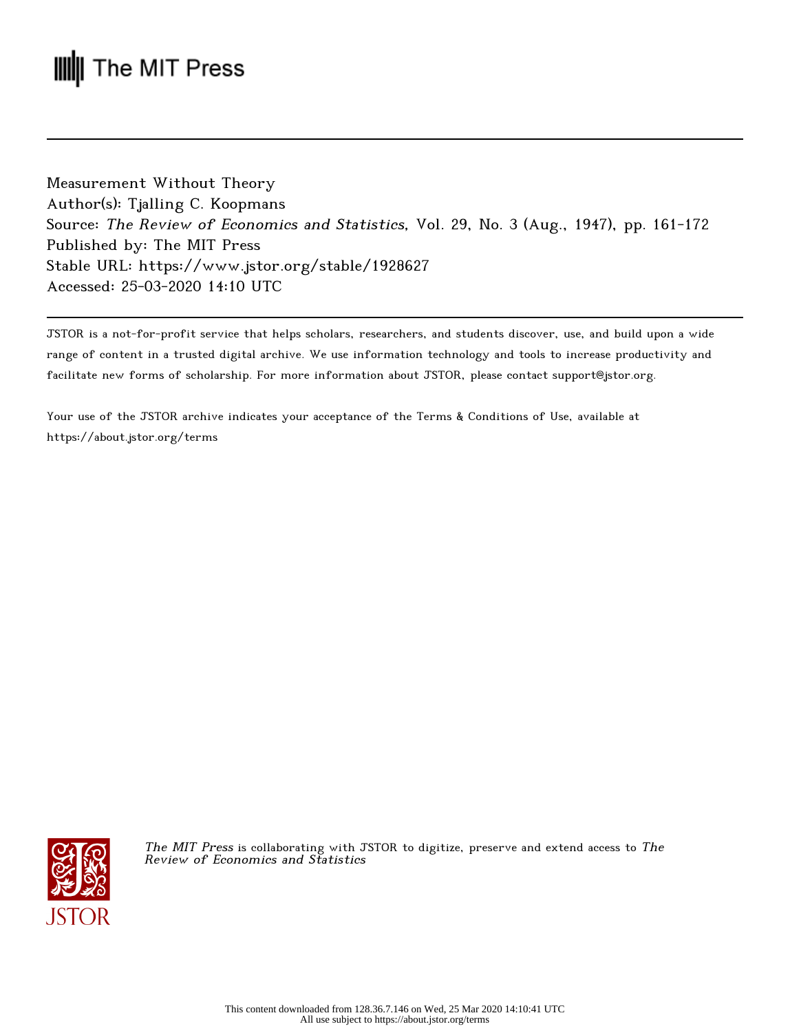The MIT Press

---

Measurement Without Theory
Author(s): Tjalling C. Koopmans
Source: *The Review of Economics and Statistics*, Vol. 29, No. 3 (Aug., 1947), pp. 161-172
Published by: The MIT Press
Stable URL: https://www.jstor.org/stable/1928627
Accessed: 25-03-2020 14:10 UTC

---

JSTOR is a not-for-profit service that helps scholars, researchers, and students discover, use, and build upon a wide range of content in a trusted digital archive. We use information technology and tools to increase productivity and facilitate new forms of scholarship. For more information about JSTOR, please contact support@jstor.org.

Your use of the JSTOR archive indicates your acceptance of the Terms & Conditions of Use, available at https://about.jstor.org/terms

*The MIT Press* is collaborating with JSTOR to digitize, preserve and extend access to *The Review of Economics and Statistics*

This content downloaded from 128.36.7.146 on Wed, 25 Mar 2020 14:10:41 UTC
All use subject to https://about.jstor.org/terms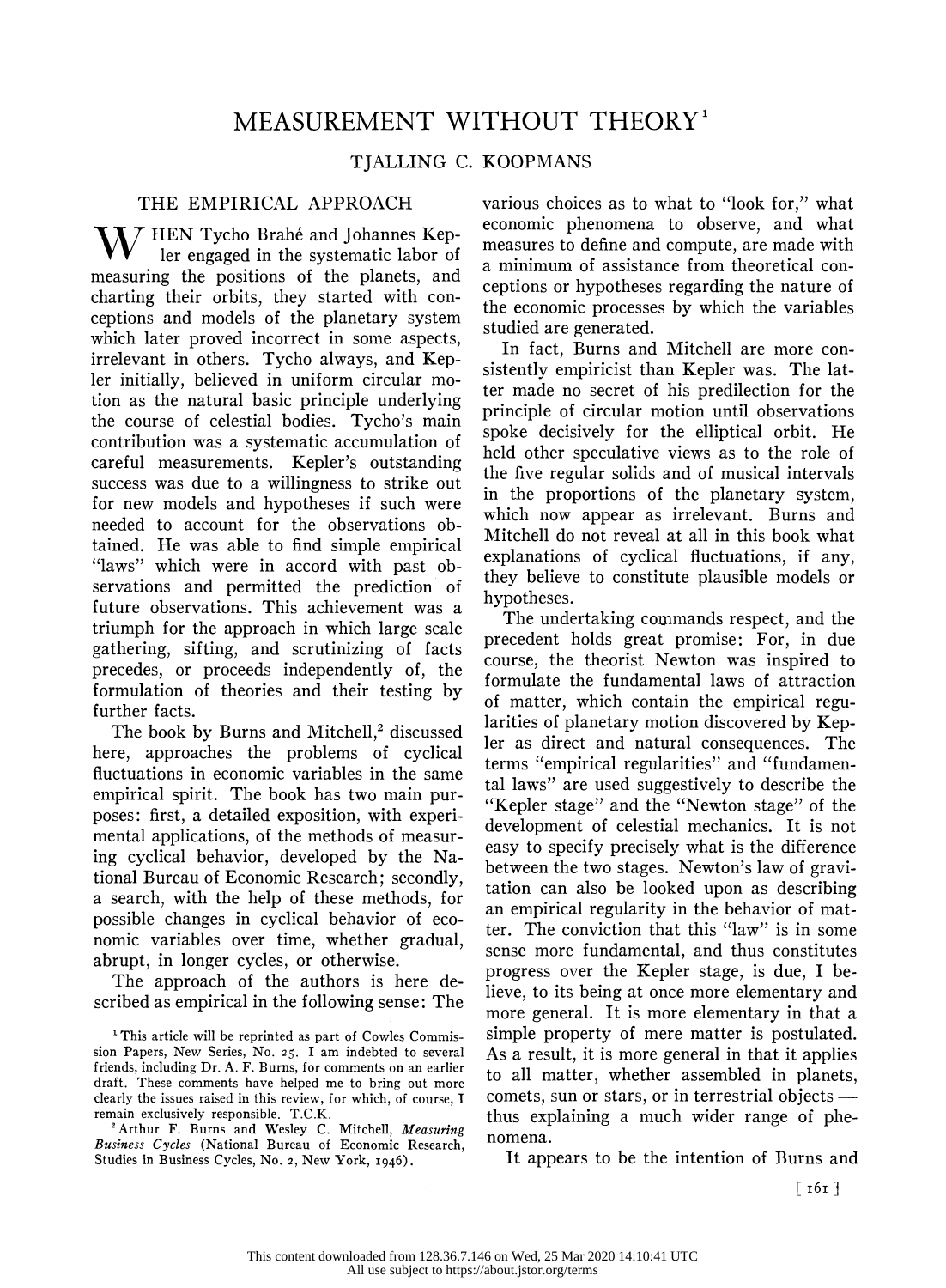# MEASUREMENT WITHOUT THEORY[1]

TJALLING C. KOOPMANS

## THE EMPIRICAL APPROACH

When Tycho Brahé and Johannes Kepler engaged in the systematic labor of measuring the positions of the planets, and charting their orbits, they started with conceptions and models of the planetary system which later proved incorrect in some aspects, irrelevant in others. Tycho always, and Kepler initially, believed in uniform circular motion as the natural basic principle underlying the course of celestial bodies. Tycho's main contribution was a systematic accumulation of careful measurements. Kepler's outstanding success was due to a willingness to strike out for new models and hypotheses if such were needed to account for the observations obtained. He was able to find simple empirical "laws" which were in accord with past observations and permitted the prediction of future observations. This achievement was a triumph for the approach in which large scale gathering, sifting, and scrutinizing of facts precedes, or proceeds independently of, the formulation of theories and their testing by further facts.

The book by Burns and Mitchell,[2] discussed here, approaches the problems of cyclical fluctuations in economic variables in the same empirical spirit. The book has two main purposes: first, a detailed exposition, with experimental applications, of the methods of measuring cyclical behavior, developed by the National Bureau of Economic Research; secondly, a search, with the help of these methods, for possible changes in cyclical behavior of economic variables over time, whether gradual, abrupt, in longer cycles, or otherwise.

The approach of the authors is here described as empirical in the following sense: The various choices as to what to "look for," what economic phenomena to observe, and what measures to define and compute, are made with a minimum of assistance from theoretical conceptions or hypotheses regarding the nature of the economic processes by which the variables studied are generated.

In fact, Burns and Mitchell are more consistently empiricist than Kepler was. The latter made no secret of his predilection for the principle of circular motion until observations spoke decisively for the elliptical orbit. He held other speculative views as to the role of the five regular solids and of musical intervals in the proportions of the planetary system, which now appear as irrelevant. Burns and Mitchell do not reveal at all in this book what explanations of cyclical fluctuations, if any, they believe to constitute plausible models or hypotheses.

The undertaking commands respect, and the precedent holds great promise: For, in due course, the theorist Newton was inspired to formulate the fundamental laws of attraction of matter, which contain the empirical regularities of planetary motion discovered by Kepler as direct and natural consequences. The terms "empirical regularities" and "fundamental laws" are used suggestively to describe the "Kepler stage" and the "Newton stage" of the development of celestial mechanics. It is not easy to specify precisely what is the difference between the two stages. Newton's law of gravitation can also be looked upon as describing an empirical regularity in the behavior of matter. The conviction that this "law" is in some sense more fundamental, and thus constitutes progress over the Kepler stage, is due, I believe, to its being at once more elementary and more general. It is more elementary in that a simple property of mere matter is postulated. As a result, it is more general in that it applies to all matter, whether assembled in planets, comets, sun or stars, or in terrestrial objects — thus explaining a much wider range of phenomena.

It appears to be the intention of Burns and

---

[1] This article will be reprinted as part of Cowles Commission Papers, New Series, No. 25. I am indebted to several friends, including Dr. A. F. Burns, for comments on an earlier draft. These comments have helped me to bring out more clearly the issues raised in this review, for which, of course, I remain exclusively responsible. T.C.K.

[2] Arthur F. Burns and Wesley C. Mitchell, *Measuring Business Cycles* (National Bureau of Economic Research, Studies in Business Cycles, No. 2, New York, 1946).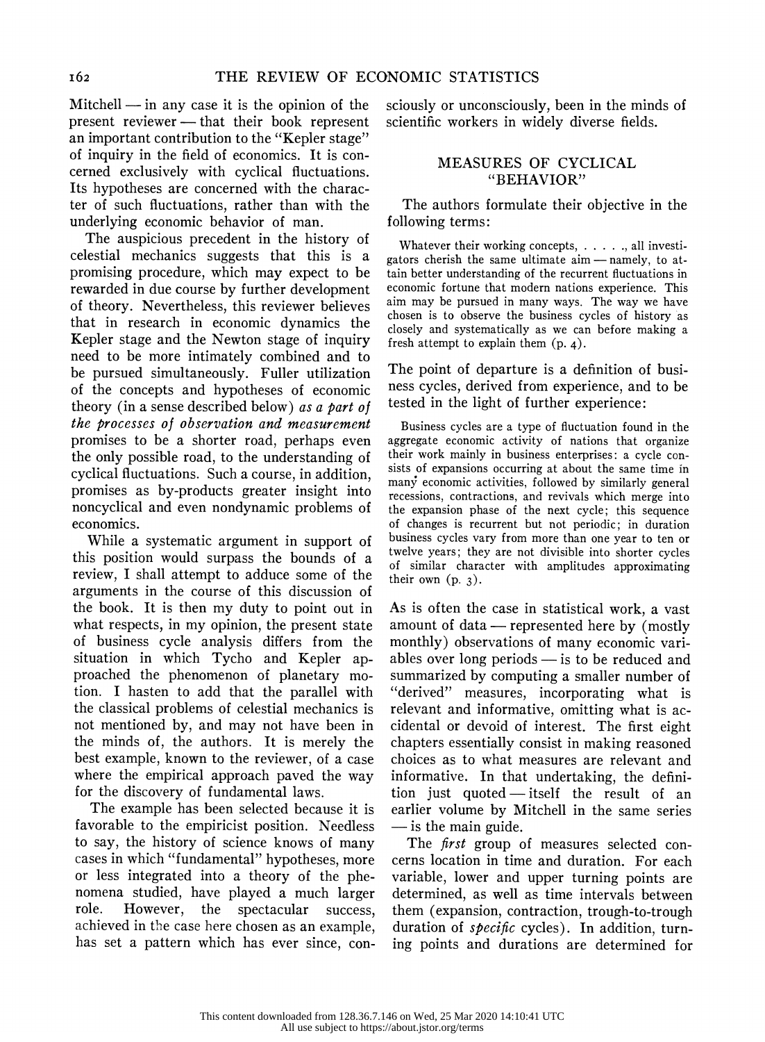Mitchell — in any case it is the opinion of the present reviewer — that their book represent an important contribution to the "Kepler stage" of inquiry in the field of economics. It is concerned exclusively with cyclical fluctuations. Its hypotheses are concerned with the character of such fluctuations, rather than with the underlying economic behavior of man.

The auspicious precedent in the history of celestial mechanics suggests that this is a promising procedure, which may expect to be rewarded in due course by further development of theory. Nevertheless, this reviewer believes that in research in economic dynamics the Kepler stage and the Newton stage of inquiry need to be more intimately combined and to be pursued simultaneously. Fuller utilization of the concepts and hypotheses of economic theory (in a sense described below) *as a part of the processes of observation and measurement* promises to be a shorter road, perhaps even the only possible road, to the understanding of cyclical fluctuations. Such a course, in addition, promises as by-products greater insight into noncyclical and even nondynamic problems of economics.

While a systematic argument in support of this position would surpass the bounds of a review, I shall attempt to adduce some of the arguments in the course of this discussion of the book. It is then my duty to point out in what respects, in my opinion, the present state of business cycle analysis differs from the situation in which Tycho and Kepler approached the phenomenon of planetary motion. I hasten to add that the parallel with the classical problems of celestial mechanics is not mentioned by, and may not have been in the minds of, the authors. It is merely the best example, known to the reviewer, of a case where the empirical approach paved the way for the discovery of fundamental laws.

The example has been selected because it is favorable to the empiricist position. Needless to say, the history of science knows of many cases in which "fundamental" hypotheses, more or less integrated into a theory of the phenomena studied, have played a much larger role. However, the spectacular success, achieved in the case here chosen as an example, has set a pattern which has ever since, consciously or unconsciously, been in the minds of scientific workers in widely diverse fields.

## MEASURES OF CYCLICAL "BEHAVIOR"

The authors formulate their objective in the following terms:

> Whatever their working concepts, . . . . ., all investigators cherish the same ultimate aim — namely, to attain better understanding of the recurrent fluctuations in economic fortune that modern nations experience. This aim may be pursued in many ways. The way we have chosen is to observe the business cycles of history as closely and systematically as we can before making a fresh attempt to explain them (p. 4).

The point of departure is a definition of business cycles, derived from experience, and to be tested in the light of further experience:

> Business cycles are a type of fluctuation found in the aggregate economic activity of nations that organize their work mainly in business enterprises: a cycle consists of expansions occurring at about the same time in many economic activities, followed by similarly general recessions, contractions, and revivals which merge into the expansion phase of the next cycle; this sequence of changes is recurrent but not periodic; in duration business cycles vary from more than one year to ten or twelve years; they are not divisible into shorter cycles of similar character with amplitudes approximating their own (p. 3).

As is often the case in statistical work, a vast amount of data — represented here by (mostly monthly) observations of many economic variables over long periods — is to be reduced and summarized by computing a smaller number of "derived" measures, incorporating what is relevant and informative, omitting what is accidental or devoid of interest. The first eight chapters essentially consist in making reasoned choices as to what measures are relevant and informative. In that undertaking, the definition just quoted — itself the result of an earlier volume by Mitchell in the same series — is the main guide.

The *first* group of measures selected concerns location in time and duration. For each variable, lower and upper turning points are determined, as well as time intervals between them (expansion, contraction, trough-to-trough duration of *specific* cycles). In addition, turning points and durations are determined for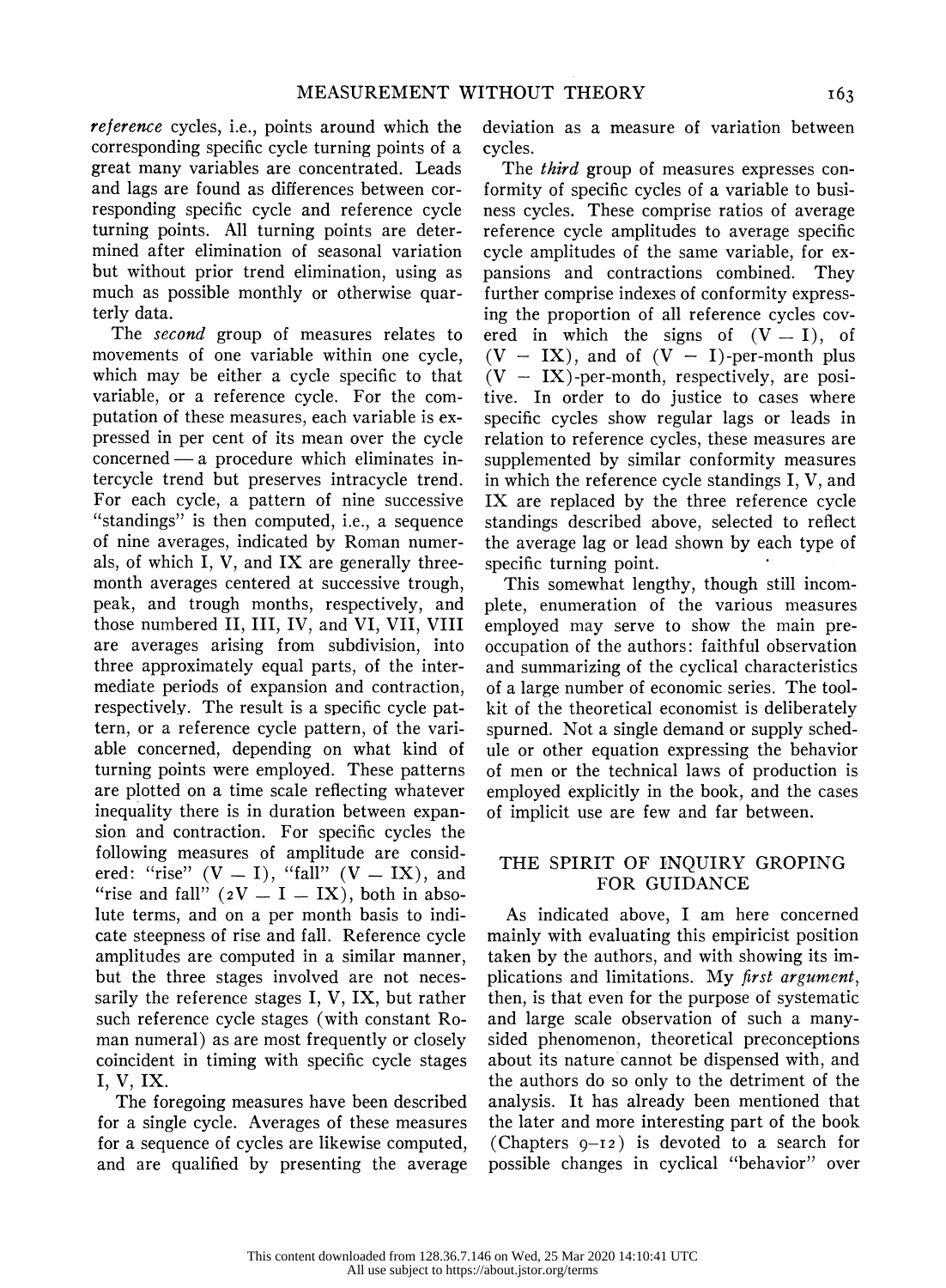*reference* cycles, i.e., points around which the corresponding specific cycle turning points of a great many variables are concentrated. Leads and lags are found as differences between corresponding specific cycle and reference cycle turning points. All turning points are determined after elimination of seasonal variation but without prior trend elimination, using as much as possible monthly or otherwise quarterly data.

The *second* group of measures relates to movements of one variable within one cycle, which may be either a cycle specific to that variable, or a reference cycle. For the computation of these measures, each variable is expressed in per cent of its mean over the cycle concerned — a procedure which eliminates intercycle trend but preserves intracycle trend. For each cycle, a pattern of nine successive "standings" is then computed, i.e., a sequence of nine averages, indicated by Roman numerals, of which I, V, and IX are generally three-month averages centered at successive trough, peak, and trough months, respectively, and those numbered II, III, IV, and VI, VII, VIII are averages arising from subdivision, into three approximately equal parts, of the intermediate periods of expansion and contraction, respectively. The result is a specific cycle pattern, or a reference cycle pattern, of the variable concerned, depending on what kind of turning points were employed. These patterns are plotted on a time scale reflecting whatever inequality there is in duration between expansion and contraction. For specific cycles the following measures of amplitude are considered: "rise" $(V - I)$, "fall" $(V - IX)$, and "rise and fall" $(2V - I - IX)$, both in absolute terms, and on a per month basis to indicate steepness of rise and fall. Reference cycle amplitudes are computed in a similar manner, but the three stages involved are not necessarily the reference stages I, V, IX, but rather such reference cycle stages (with constant Roman numeral) as are most frequently or closely coincident in timing with specific cycle stages I, V, IX.

The foregoing measures have been described for a single cycle. Averages of these measures for a sequence of cycles are likewise computed, and are qualified by presenting the average deviation as a measure of variation between cycles.

The *third* group of measures expresses conformity of specific cycles of a variable to business cycles. These comprise ratios of average reference cycle amplitudes to average specific cycle amplitudes of the same variable, for expansions and contractions combined. They further comprise indexes of conformity expressing the proportion of all reference cycles covered in which the signs of $(V - I)$, of $(V - IX)$, and of $(V - I)$-per-month plus $(V - IX)$-per-month, respectively, are positive. In order to do justice to cases where specific cycles show regular lags or leads in relation to reference cycles, these measures are supplemented by similar conformity measures in which the reference cycle standings I, V, and IX are replaced by the three reference cycle standings described above, selected to reflect the average lag or lead shown by each type of specific turning point.

This somewhat lengthy, though still incomplete, enumeration of the various measures employed may serve to show the main preoccupation of the authors: faithful observation and summarizing of the cyclical characteristics of a large number of economic series. The toolkit of the theoretical economist is deliberately spurned. Not a single demand or supply schedule or other equation expressing the behavior of men or the technical laws of production is employed explicitly in the book, and the cases of implicit use are few and far between.

## THE SPIRIT OF INQUIRY GROPING FOR GUIDANCE

As indicated above, I am here concerned mainly with evaluating this empiricist position taken by the authors, and with showing its implications and limitations. My *first argument*, then, is that even for the purpose of systematic and large scale observation of such a many-sided phenomenon, theoretical preconceptions about its nature cannot be dispensed with, and the authors do so only to the detriment of the analysis. It has already been mentioned that the later and more interesting part of the book (Chapters 9–12) is devoted to a search for possible changes in cyclical "behavior" over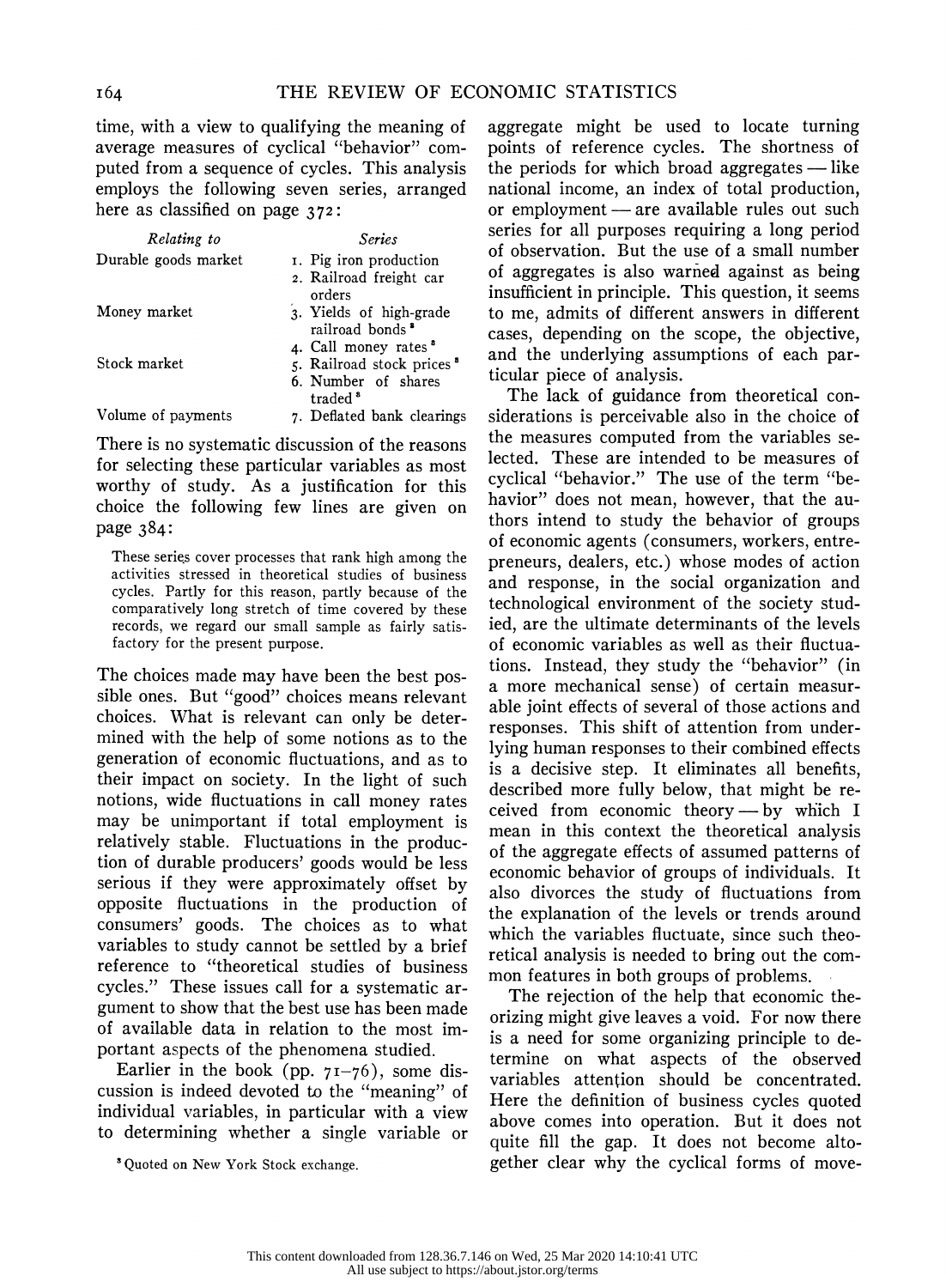time, with a view to qualifying the meaning of average measures of cyclical "behavior" computed from a sequence of cycles. This analysis employs the following seven series, arranged here as classified on page 372:

| *Relating to* | *Series* |
|---|---|
| Durable goods market | 1. Pig iron production |
| | 2. Railroad freight car orders |
| Money market | 3. Yields of high-grade railroad bonds[8] |
| | 4. Call money rates[8] |
| Stock market | 5. Railroad stock prices[8] |
| | 6. Number of shares traded[8] |
| Volume of payments | 7. Deflated bank clearings |

There is no systematic discussion of the reasons for selecting these particular variables as most worthy of study. As a justification for this choice the following few lines are given on page 384:

> These series cover processes that rank high among the activities stressed in theoretical studies of business cycles. Partly for this reason, partly because of the comparatively long stretch of time covered by these records, we regard our small sample as fairly satisfactory for the present purpose.

The choices made may have been the best possible ones. But "good" choices means relevant choices. What is relevant can only be determined with the help of some notions as to the generation of economic fluctuations, and as to their impact on society. In the light of such notions, wide fluctuations in call money rates may be unimportant if total employment is relatively stable. Fluctuations in the production of durable producers' goods would be less serious if they were approximately offset by opposite fluctuations in the production of consumers' goods. The choices as to what variables to study cannot be settled by a brief reference to "theoretical studies of business cycles." These issues call for a systematic argument to show that the best use has been made of available data in relation to the most important aspects of the phenomena studied.

Earlier in the book (pp. 71–76), some discussion is indeed devoted to the "meaning" of individual variables, in particular with a view to determining whether a single variable or aggregate might be used to locate turning points of reference cycles. The shortness of the periods for which broad aggregates — like national income, an index of total production, or employment — are available rules out such series for all purposes requiring a long period of observation. But the use of a small number of aggregates is also warned against as being insufficient in principle. This question, it seems to me, admits of different answers in different cases, depending on the scope, the objective, and the underlying assumptions of each particular piece of analysis.

The lack of guidance from theoretical considerations is perceivable also in the choice of the measures computed from the variables selected. These are intended to be measures of cyclical "behavior." The use of the term "behavior" does not mean, however, that the authors intend to study the behavior of groups of economic agents (consumers, workers, entrepreneurs, dealers, etc.) whose modes of action and response, in the social organization and technological environment of the society studied, are the ultimate determinants of the levels of economic variables as well as their fluctuations. Instead, they study the "behavior" (in a more mechanical sense) of certain measurable joint effects of several of those actions and responses. This shift of attention from underlying human responses to their combined effects is a decisive step. It eliminates all benefits, described more fully below, that might be received from economic theory — by which I mean in this context the theoretical analysis of the aggregate effects of assumed patterns of economic behavior of groups of individuals. It also divorces the study of fluctuations from the explanation of the levels or trends around which the variables fluctuate, since such theoretical analysis is needed to bring out the common features in both groups of problems.

The rejection of the help that economic theorizing might give leaves a void. For now there is a need for some organizing principle to determine on what aspects of the observed variables attention should be concentrated. Here the definition of business cycles quoted above comes into operation. But it does not quite fill the gap. It does not become altogether clear why the cyclical forms of move-

[8] Quoted on New York Stock exchange.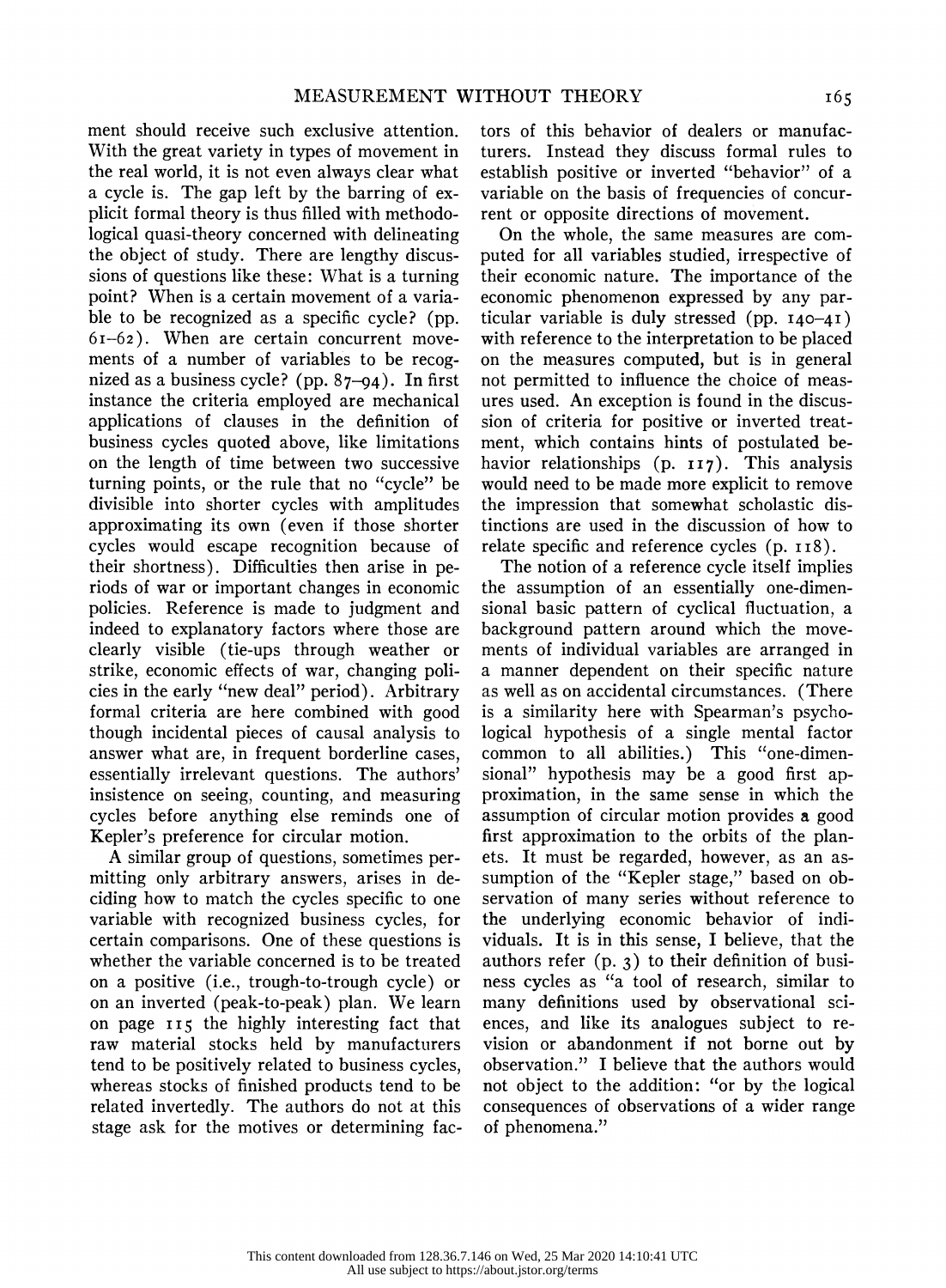ment should receive such exclusive attention. With the great variety in types of movement in the real world, it is not even always clear what a cycle is. The gap left by the barring of explicit formal theory is thus filled with methodological quasi-theory concerned with delineating the object of study. There are lengthy discussions of questions like these: What is a turning point? When is a certain movement of a variable to be recognized as a specific cycle? (pp. 61–62). When are certain concurrent movements of a number of variables to be recognized as a business cycle? (pp. 87–94). In first instance the criteria employed are mechanical applications of clauses in the definition of business cycles quoted above, like limitations on the length of time between two successive turning points, or the rule that no "cycle" be divisible into shorter cycles with amplitudes approximating its own (even if those shorter cycles would escape recognition because of their shortness). Difficulties then arise in periods of war or important changes in economic policies. Reference is made to judgment and indeed to explanatory factors where those are clearly visible (tie-ups through weather or strike, economic effects of war, changing policies in the early "new deal" period). Arbitrary formal criteria are here combined with good though incidental pieces of causal analysis to answer what are, in frequent borderline cases, essentially irrelevant questions. The authors' insistence on seeing, counting, and measuring cycles before anything else reminds one of Kepler's preference for circular motion.

A similar group of questions, sometimes permitting only arbitrary answers, arises in deciding how to match the cycles specific to one variable with recognized business cycles, for certain comparisons. One of these questions is whether the variable concerned is to be treated on a positive (i.e., trough-to-trough cycle) or on an inverted (peak-to-peak) plan. We learn on page 115 the highly interesting fact that raw material stocks held by manufacturers tend to be positively related to business cycles, whereas stocks of finished products tend to be related invertedly. The authors do not at this stage ask for the motives or determining factors of this behavior of dealers or manufacturers. Instead they discuss formal rules to establish positive or inverted "behavior" of a variable on the basis of frequencies of concurrent or opposite directions of movement.

On the whole, the same measures are computed for all variables studied, irrespective of their economic nature. The importance of the economic phenomenon expressed by any particular variable is duly stressed (pp. 140–41) with reference to the interpretation to be placed on the measures computed, but is in general not permitted to influence the choice of measures used. An exception is found in the discussion of criteria for positive or inverted treatment, which contains hints of postulated behavior relationships (p. 117). This analysis would need to be made more explicit to remove the impression that somewhat scholastic distinctions are used in the discussion of how to relate specific and reference cycles (p. 118).

The notion of a reference cycle itself implies the assumption of an essentially one-dimensional basic pattern of cyclical fluctuation, a background pattern around which the movements of individual variables are arranged in a manner dependent on their specific nature as well as on accidental circumstances. (There is a similarity here with Spearman's psychological hypothesis of a single mental factor common to all abilities.) This "one-dimensional" hypothesis may be a good first approximation, in the same sense in which the assumption of circular motion provides a good first approximation to the orbits of the planets. It must be regarded, however, as an assumption of the "Kepler stage," based on observation of many series without reference to the underlying economic behavior of individuals. It is in this sense, I believe, that the authors refer (p. 3) to their definition of business cycles as "a tool of research, similar to many definitions used by observational sciences, and like its analogues subject to revision or abandonment if not borne out by observation." I believe that the authors would not object to the addition: "or by the logical consequences of observations of a wider range of phenomena."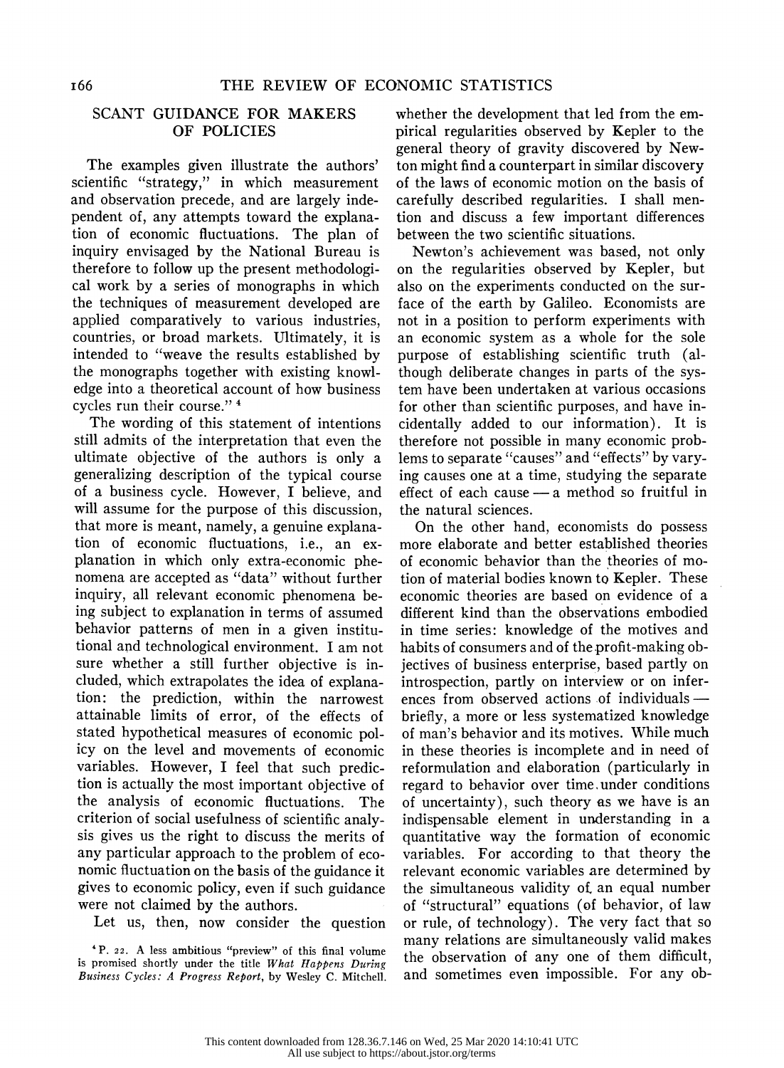## SCANT GUIDANCE FOR MAKERS OF POLICIES

The examples given illustrate the authors' scientific "strategy," in which measurement and observation precede, and are largely independent of, any attempts toward the explanation of economic fluctuations. The plan of inquiry envisaged by the National Bureau is therefore to follow up the present methodological work by a series of monographs in which the techniques of measurement developed are applied comparatively to various industries, countries, or broad markets. Ultimately, it is intended to "weave the results established by the monographs together with existing knowledge into a theoretical account of how business cycles run their course." [4]

The wording of this statement of intentions still admits of the interpretation that even the ultimate objective of the authors is only a generalizing description of the typical course of a business cycle. However, I believe, and will assume for the purpose of this discussion, that more is meant, namely, a genuine explanation of economic fluctuations, i.e., an explanation in which only extra-economic phenomena are accepted as "data" without further inquiry, all relevant economic phenomena being subject to explanation in terms of assumed behavior patterns of men in a given institutional and technological environment. I am not sure whether a still further objective is included, which extrapolates the idea of explanation: the prediction, within the narrowest attainable limits of error, of the effects of stated hypothetical measures of economic policy on the level and movements of economic variables. However, I feel that such prediction is actually the most important objective of the analysis of economic fluctuations. The criterion of social usefulness of scientific analysis gives us the right to discuss the merits of any particular approach to the problem of economic fluctuation on the basis of the guidance it gives to economic policy, even if such guidance were not claimed by the authors.

Let us, then, now consider the question whether the development that led from the empirical regularities observed by Kepler to the general theory of gravity discovered by Newton might find a counterpart in similar discovery of the laws of economic motion on the basis of carefully described regularities. I shall mention and discuss a few important differences between the two scientific situations.

Newton's achievement was based, not only on the regularities observed by Kepler, but also on the experiments conducted on the surface of the earth by Galileo. Economists are not in a position to perform experiments with an economic system as a whole for the sole purpose of establishing scientific truth (although deliberate changes in parts of the system have been undertaken at various occasions for other than scientific purposes, and have incidentally added to our information). It is therefore not possible in many economic problems to separate "causes" and "effects" by varying causes one at a time, studying the separate effect of each cause — a method so fruitful in the natural sciences.

On the other hand, economists do possess more elaborate and better established theories of economic behavior than the theories of motion of material bodies known to Kepler. These economic theories are based on evidence of a different kind than the observations embodied in time series: knowledge of the motives and habits of consumers and of the profit-making objectives of business enterprise, based partly on introspection, partly on interview or on inferences from observed actions of individuals — briefly, a more or less systematized knowledge of man's behavior and its motives. While much in these theories is incomplete and in need of reformulation and elaboration (particularly in regard to behavior over time under conditions of uncertainty), such theory as we have is an indispensable element in understanding in a quantitative way the formation of economic variables. For according to that theory the relevant economic variables are determined by the simultaneous validity of an equal number of "structural" equations (of behavior, of law or rule, of technology). The very fact that so many relations are simultaneously valid makes the observation of any one of them difficult, and sometimes even impossible. For any ob-

[4] P. 22. A less ambitious "preview" of this final volume is promised shortly under the title *What Happens During Business Cycles: A Progress Report*, by Wesley C. Mitchell.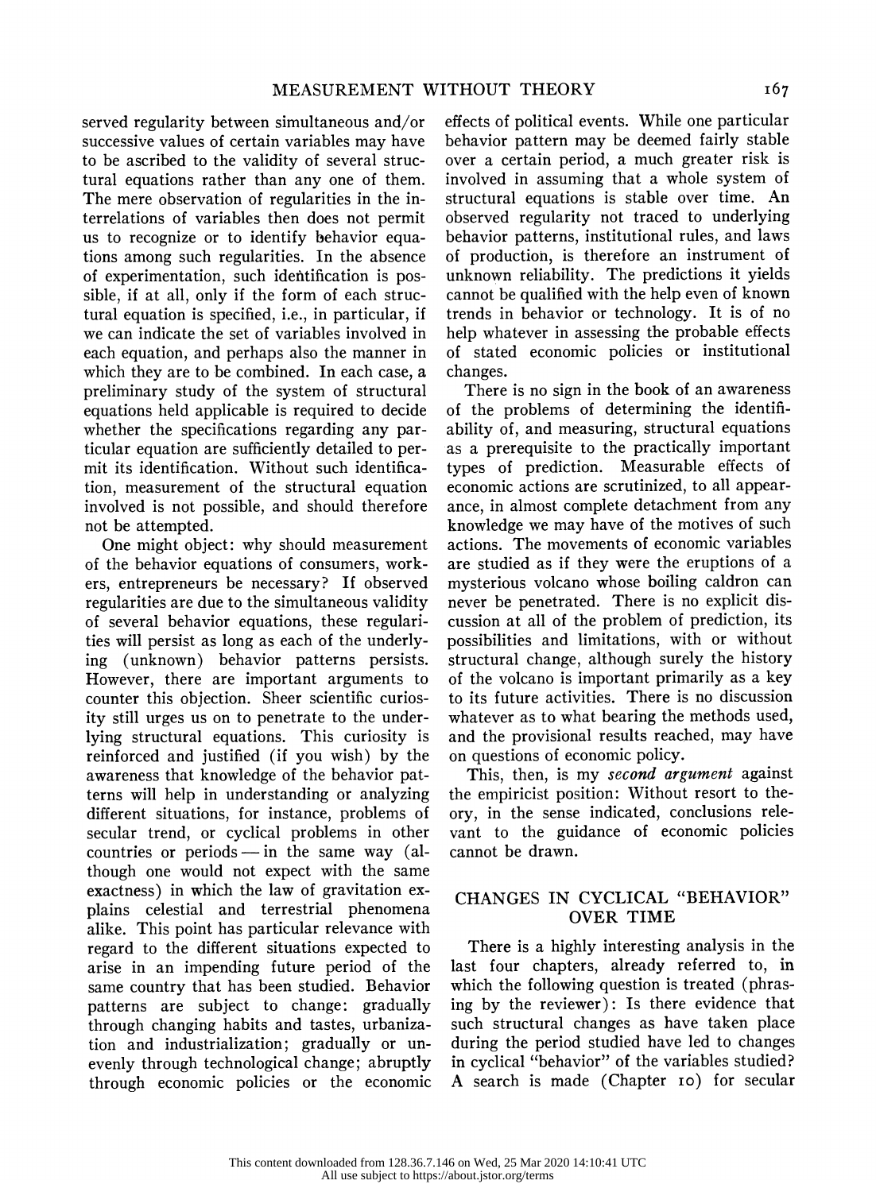served regularity between simultaneous and/or successive values of certain variables may have to be ascribed to the validity of several structural equations rather than any one of them. The mere observation of regularities in the interrelations of variables then does not permit us to recognize or to identify behavior equations among such regularities. In the absence of experimentation, such identification is possible, if at all, only if the form of each structural equation is specified, i.e., in particular, if we can indicate the set of variables involved in each equation, and perhaps also the manner in which they are to be combined. In each case, a preliminary study of the system of structural equations held applicable is required to decide whether the specifications regarding any particular equation are sufficiently detailed to permit its identification. Without such identification, measurement of the structural equation involved is not possible, and should therefore not be attempted.

One might object: why should measurement of the behavior equations of consumers, workers, entrepreneurs be necessary? If observed regularities are due to the simultaneous validity of several behavior equations, these regularities will persist as long as each of the underlying (unknown) behavior patterns persists. However, there are important arguments to counter this objection. Sheer scientific curiosity still urges us on to penetrate to the underlying structural equations. This curiosity is reinforced and justified (if you wish) by the awareness that knowledge of the behavior patterns will help in understanding or analyzing different situations, for instance, problems of secular trend, or cyclical problems in other countries or periods — in the same way (although one would not expect with the same exactness) in which the law of gravitation explains celestial and terrestrial phenomena alike. This point has particular relevance with regard to the different situations expected to arise in an impending future period of the same country that has been studied. Behavior patterns are subject to change: gradually through changing habits and tastes, urbanization and industrialization; gradually or unevenly through technological change; abruptly through economic policies or the economic effects of political events. While one particular behavior pattern may be deemed fairly stable over a certain period, a much greater risk is involved in assuming that a whole system of structural equations is stable over time. An observed regularity not traced to underlying behavior patterns, institutional rules, and laws of production, is therefore an instrument of unknown reliability. The predictions it yields cannot be qualified with the help even of known trends in behavior or technology. It is of no help whatever in assessing the probable effects of stated economic policies or institutional changes.

There is no sign in the book of an awareness of the problems of determining the identifiability of, and measuring, structural equations as a prerequisite to the practically important types of prediction. Measurable effects of economic actions are scrutinized, to all appearance, in almost complete detachment from any knowledge we may have of the motives of such actions. The movements of economic variables are studied as if they were the eruptions of a mysterious volcano whose boiling caldron can never be penetrated. There is no explicit discussion at all of the problem of prediction, its possibilities and limitations, with or without structural change, although surely the history of the volcano is important primarily as a key to its future activities. There is no discussion whatever as to what bearing the methods used, and the provisional results reached, may have on questions of economic policy.

This, then, is my *second argument* against the empiricist position: Without resort to theory, in the sense indicated, conclusions relevant to the guidance of economic policies cannot be drawn.

## CHANGES IN CYCLICAL "BEHAVIOR" OVER TIME

There is a highly interesting analysis in the last four chapters, already referred to, in which the following question is treated (phrasing by the reviewer): Is there evidence that such structural changes as have taken place during the period studied have led to changes in cyclical "behavior" of the variables studied? A search is made (Chapter 10) for secular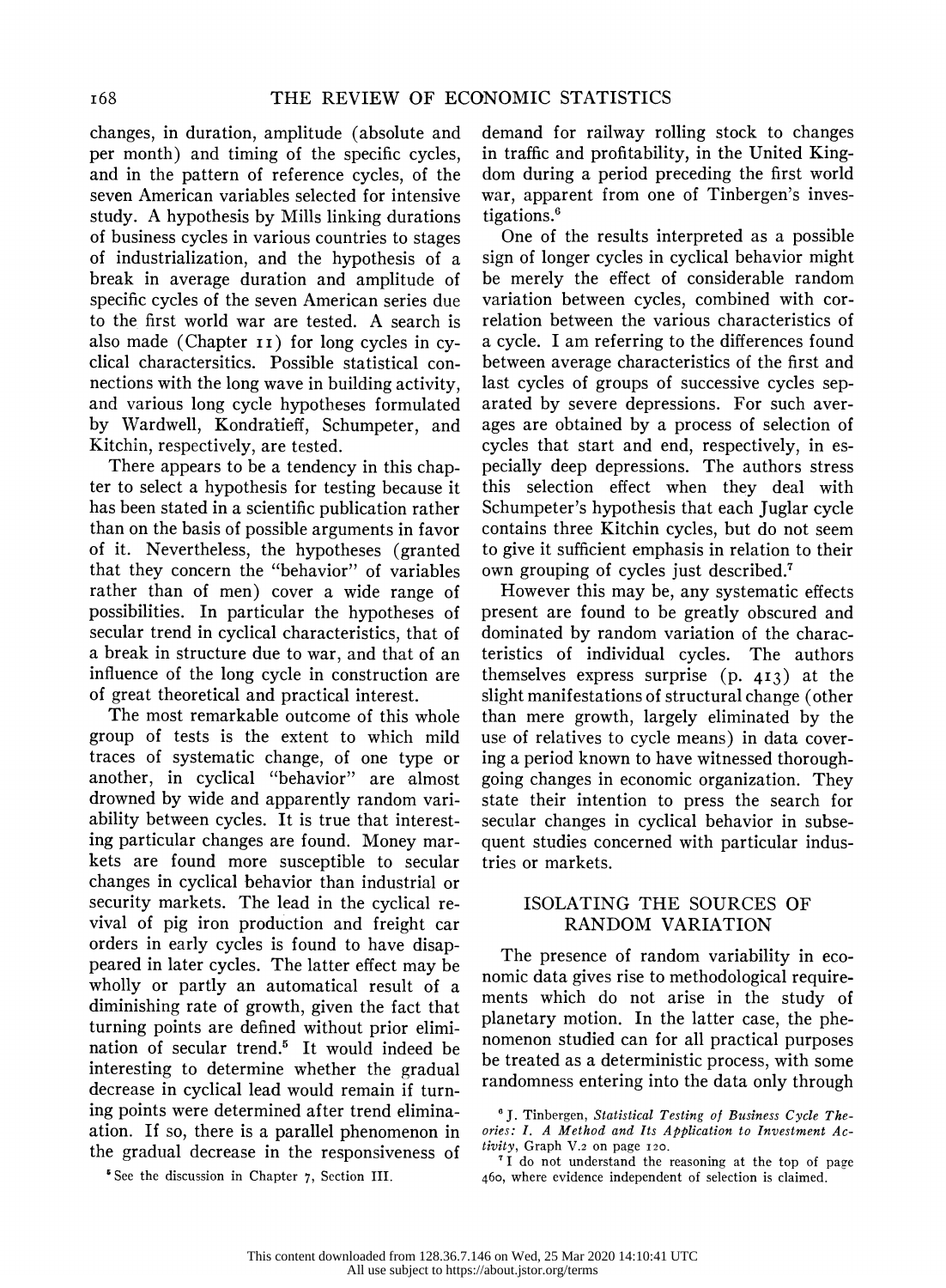changes, in duration, amplitude (absolute and per month) and timing of the specific cycles, and in the pattern of reference cycles, of the seven American variables selected for intensive study. A hypothesis by Mills linking durations of business cycles in various countries to stages of industrialization, and the hypothesis of a break in average duration and amplitude of specific cycles of the seven American series due to the first world war are tested. A search is also made (Chapter 11) for long cycles in cyclical charactersitics. Possible statistical connections with the long wave in building activity, and various long cycle hypotheses formulated by Wardwell, Kondratieff, Schumpeter, and Kitchin, respectively, are tested.

There appears to be a tendency in this chapter to select a hypothesis for testing because it has been stated in a scientific publication rather than on the basis of possible arguments in favor of it. Nevertheless, the hypotheses (granted that they concern the "behavior" of variables rather than of men) cover a wide range of possibilities. In particular the hypotheses of secular trend in cyclical characteristics, that of a break in structure due to war, and that of an influence of the long cycle in construction are of great theoretical and practical interest.

The most remarkable outcome of this whole group of tests is the extent to which mild traces of systematic change, of one type or another, in cyclical "behavior" are almost drowned by wide and apparently random variability between cycles. It is true that interesting particular changes are found. Money markets are found more susceptible to secular changes in cyclical behavior than industrial or security markets. The lead in the cyclical revival of pig iron production and freight car orders in early cycles is found to have disappeared in later cycles. The latter effect may be wholly or partly an automatical result of a diminishing rate of growth, given the fact that turning points are defined without prior elimination of secular trend.[5] It would indeed be interesting to determine whether the gradual decrease in cyclical lead would remain if turning points were determined after trend elimination. If so, there is a parallel phenomenon in the gradual decrease in the responsiveness of demand for railway rolling stock to changes in traffic and profitability, in the United Kingdom during a period preceding the first world war, apparent from one of Tinbergen's investigations.[6]

One of the results interpreted as a possible sign of longer cycles in cyclical behavior might be merely the effect of considerable random variation between cycles, combined with correlation between the various characteristics of a cycle. I am referring to the differences found between average characteristics of the first and last cycles of groups of successive cycles separated by severe depressions. For such averages are obtained by a process of selection of cycles that start and end, respectively, in especially deep depressions. The authors stress this selection effect when they deal with Schumpeter's hypothesis that each Juglar cycle contains three Kitchin cycles, but do not seem to give it sufficient emphasis in relation to their own grouping of cycles just described.[7]

However this may be, any systematic effects present are found to be greatly obscured and dominated by random variation of the characteristics of individual cycles. The authors themselves express surprise (p. 413) at the slight manifestations of structural change (other than mere growth, largely eliminated by the use of relatives to cycle means) in data covering a period known to have witnessed thoroughgoing changes in economic organization. They state their intention to press the search for secular changes in cyclical behavior in subsequent studies concerned with particular industries or markets.

## ISOLATING THE SOURCES OF RANDOM VARIATION

The presence of random variability in economic data gives rise to methodological requirements which do not arise in the study of planetary motion. In the latter case, the phenomenon studied can for all practical purposes be treated as a deterministic process, with some randomness entering into the data only through

[5] See the discussion in Chapter 7, Section III.

[6] J. Tinbergen, *Statistical Testing of Business Cycle Theories: I. A Method and Its Application to Investment Activity*, Graph V.2 on page 120.

[7] I do not understand the reasoning at the top of page 460, where evidence independent of selection is claimed.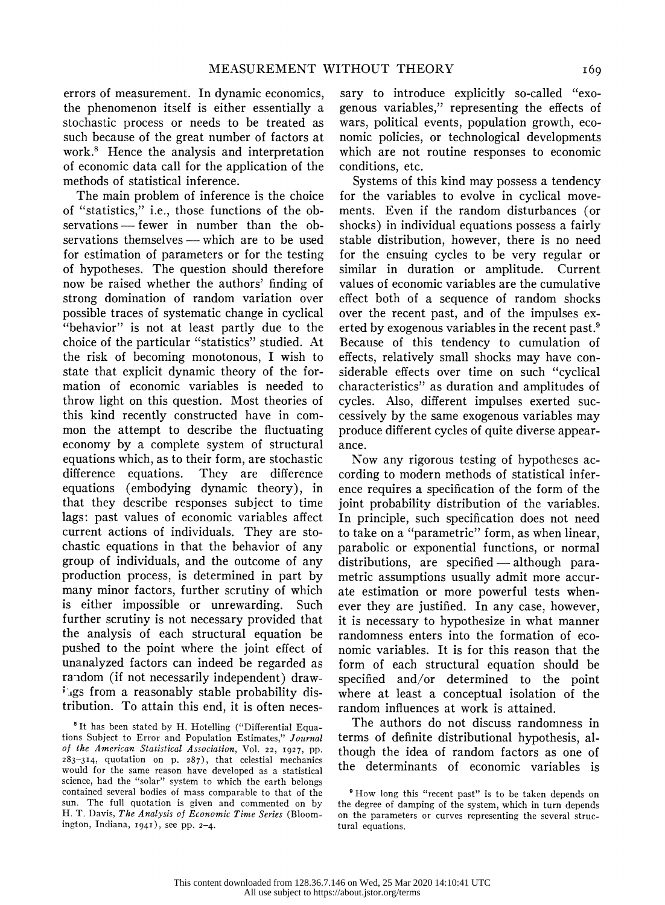errors of measurement. In dynamic economics, the phenomenon itself is either essentially a stochastic process or needs to be treated as such because of the great number of factors at work.[8] Hence the analysis and interpretation of economic data call for the application of the methods of statistical inference.

The main problem of inference is the choice of "statistics," i.e., those functions of the observations — fewer in number than the observations themselves — which are to be used for estimation of parameters or for the testing of hypotheses. The question should therefore now be raised whether the authors' finding of strong domination of random variation over possible traces of systematic change in cyclical "behavior" is not at least partly due to the choice of the particular "statistics" studied. At the risk of becoming monotonous, I wish to state that explicit dynamic theory of the formation of economic variables is needed to throw light on this question. Most theories of this kind recently constructed have in common the attempt to describe the fluctuating economy by a complete system of structural equations which, as to their form, are stochastic difference equations. They are difference equations (embodying dynamic theory), in that they describe responses subject to time lags: past values of economic variables affect current actions of individuals. They are stochastic equations in that the behavior of any group of individuals, and the outcome of any production process, is determined in part by many minor factors, further scrutiny of which is either impossible or unrewarding. Such further scrutiny is not necessary provided that the analysis of each structural equation be pushed to the point where the joint effect of unanalyzed factors can indeed be regarded as random (if not necessarily independent) drawings from a reasonably stable probability distribution. To attain this end, it is often necessary to introduce explicitly so-called "exogenous variables," representing the effects of wars, political events, population growth, economic policies, or technological developments which are not routine responses to economic conditions, etc.

Systems of this kind may possess a tendency for the variables to evolve in cyclical movements. Even if the random disturbances (or shocks) in individual equations possess a fairly stable distribution, however, there is no need for the ensuing cycles to be very regular or similar in duration or amplitude. Current values of economic variables are the cumulative effect both of a sequence of random shocks over the recent past, and of the impulses exerted by exogenous variables in the recent past.[9] Because of this tendency to cumulation of effects, relatively small shocks may have considerable effects over time on such "cyclical characteristics" as duration and amplitudes of cycles. Also, different impulses exerted successively by the same exogenous variables may produce different cycles of quite diverse appearance.

Now any rigorous testing of hypotheses according to modern methods of statistical inference requires a specification of the form of the joint probability distribution of the variables. In principle, such specification does not need to take on a "parametric" form, as when linear, parabolic or exponential functions, or normal distributions, are specified — although parametric assumptions usually admit more accurate estimation or more powerful tests whenever they are justified. In any case, however, it is necessary to hypothesize in what manner randomness enters into the formation of economic variables. It is for this reason that the form of each structural equation should be specified and/or determined to the point where at least a conceptual isolation of the random influences at work is attained.

The authors do not discuss randomness in terms of definite distributional hypothesis, although the idea of random factors as one of the determinants of economic variables is

[8] It has been stated by H. Hotelling ("Differential Equations Subject to Error and Population Estimates," *Journal of the American Statistical Association*, Vol. 22, 1927, pp. 283–314, quotation on p. 287), that celestial mechanics would for the same reason have developed as a statistical science, had the "solar" system to which the earth belongs contained several bodies of mass comparable to that of the sun. The full quotation is given and commented on by H. T. Davis, *The Analysis of Economic Time Series* (Bloomington, Indiana, 1941), see pp. 2–4.

[9] How long this "recent past" is to be taken depends on the degree of damping of the system, which in turn depends on the parameters or curves representing the several structural equations.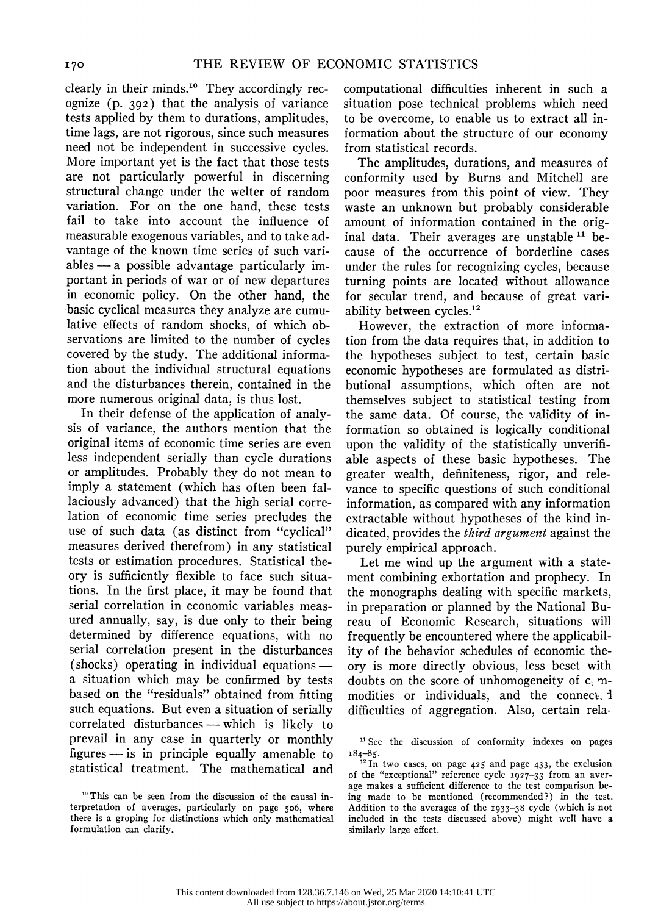clearly in their minds.[10] They accordingly recognize (p. 392) that the analysis of variance tests applied by them to durations, amplitudes, time lags, are not rigorous, since such measures need not be independent in successive cycles. More important yet is the fact that those tests are not particularly powerful in discerning structural change under the welter of random variation. For on the one hand, these tests fail to take into account the influence of measurable exogenous variables, and to take advantage of the known time series of such variables — a possible advantage particularly important in periods of war or of new departures in economic policy. On the other hand, the basic cyclical measures they analyze are cumulative effects of random shocks, of which observations are limited to the number of cycles covered by the study. The additional information about the individual structural equations and the disturbances therein, contained in the more numerous original data, is thus lost.

In their defense of the application of analysis of variance, the authors mention that the original items of economic time series are even less independent serially than cycle durations or amplitudes. Probably they do not mean to imply a statement (which has often been fallaciously advanced) that the high serial correlation of economic time series precludes the use of such data (as distinct from "cyclical" measures derived therefrom) in any statistical tests or estimation procedures. Statistical theory is sufficiently flexible to face such situations. In the first place, it may be found that serial correlation in economic variables measured annually, say, is due only to their being determined by difference equations, with no serial correlation present in the disturbances (shocks) operating in individual equations — a situation which may be confirmed by tests based on the "residuals" obtained from fitting such equations. But even a situation of serially correlated disturbances — which is likely to prevail in any case in quarterly or monthly figures — is in principle equally amenable to statistical treatment. The mathematical and computational difficulties inherent in such a situation pose technical problems which need to be overcome, to enable us to extract all information about the structure of our economy from statistical records.

The amplitudes, durations, and measures of conformity used by Burns and Mitchell are poor measures from this point of view. They waste an unknown but probably considerable amount of information contained in the original data. Their averages are unstable[11] because of the occurrence of borderline cases under the rules for recognizing cycles, because turning points are located without allowance for secular trend, and because of great variability between cycles.[12]

However, the extraction of more information from the data requires that, in addition to the hypotheses subject to test, certain basic economic hypotheses are formulated as distributional assumptions, which often are not themselves subject to statistical testing from the same data. Of course, the validity of information so obtained is logically conditional upon the validity of the statistically unverifiable aspects of these basic hypotheses. The greater wealth, definiteness, rigor, and relevance to specific questions of such conditional information, as compared with any information extractable without hypotheses of the kind indicated, provides the *third argument* against the purely empirical approach.

Let me wind up the argument with a statement combining exhortation and prophecy. In the monographs dealing with specific markets, in preparation or planned by the National Bureau of Economic Research, situations will frequently be encountered where the applicability of the behavior schedules of economic theory is more directly obvious, less beset with doubts on the score of unhomogeneity of commodities or individuals, and the connected difficulties of aggregation. Also, certain rela-

[10] This can be seen from the discussion of the causal interpretation of averages, particularly on page 506, where there is a groping for distinctions which only mathematical formulation can clarify.

[11] See the discussion of conformity indexes on pages 184–85.

[12] In two cases, on page 425 and page 433, the exclusion of the "exceptional" reference cycle 1927–33 from an average makes a sufficient difference to the test comparison being made to be mentioned (recommended?) in the test. Addition to the averages of the 1933–38 cycle (which is not included in the tests discussed above) might well have a similarly large effect.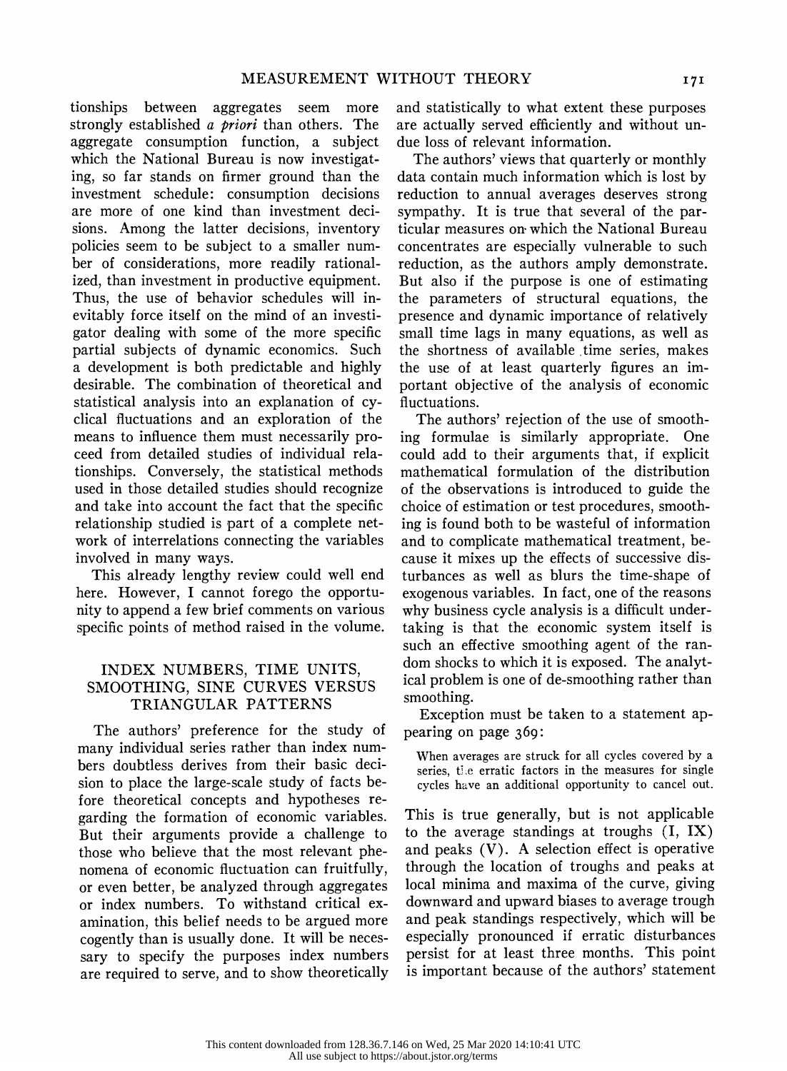tionships between aggregates seem more strongly established *a priori* than others. The aggregate consumption function, a subject which the National Bureau is now investigating, so far stands on firmer ground than the investment schedule: consumption decisions are more of one kind than investment decisions. Among the latter decisions, inventory policies seem to be subject to a smaller number of considerations, more readily rationalized, than investment in productive equipment. Thus, the use of behavior schedules will inevitably force itself on the mind of an investigator dealing with some of the more specific partial subjects of dynamic economics. Such a development is both predictable and highly desirable. The combination of theoretical and statistical analysis into an explanation of cyclical fluctuations and an exploration of the means to influence them must necessarily proceed from detailed studies of individual relationships. Conversely, the statistical methods used in those detailed studies should recognize and take into account the fact that the specific relationship studied is part of a complete network of interrelations connecting the variables involved in many ways.

This already lengthy review could well end here. However, I cannot forego the opportunity to append a few brief comments on various specific points of method raised in the volume.

## INDEX NUMBERS, TIME UNITS, SMOOTHING, SINE CURVES VERSUS TRIANGULAR PATTERNS

The authors' preference for the study of many individual series rather than index numbers doubtless derives from their basic decision to place the large-scale study of facts before theoretical concepts and hypotheses regarding the formation of economic variables. But their arguments provide a challenge to those who believe that the most relevant phenomena of economic fluctuation can fruitfully, or even better, be analyzed through aggregates or index numbers. To withstand critical examination, this belief needs to be argued more cogently than is usually done. It will be necessary to specify the purposes index numbers are required to serve, and to show theoretically and statistically to what extent these purposes are actually served efficiently and without undue loss of relevant information.

The authors' views that quarterly or monthly data contain much information which is lost by reduction to annual averages deserves strong sympathy. It is true that several of the particular measures on which the National Bureau concentrates are especially vulnerable to such reduction, as the authors amply demonstrate. But also if the purpose is one of estimating the parameters of structural equations, the presence and dynamic importance of relatively small time lags in many equations, as well as the shortness of available time series, makes the use of at least quarterly figures an important objective of the analysis of economic fluctuations.

The authors' rejection of the use of smoothing formulae is similarly appropriate. One could add to their arguments that, if explicit mathematical formulation of the distribution of the observations is introduced to guide the choice of estimation or test procedures, smoothing is found both to be wasteful of information and to complicate mathematical treatment, because it mixes up the effects of successive disturbances as well as blurs the time-shape of exogenous variables. In fact, one of the reasons why business cycle analysis is a difficult undertaking is that the economic system itself is such an effective smoothing agent of the random shocks to which it is exposed. The analytical problem is one of de-smoothing rather than smoothing.

Exception must be taken to a statement appearing on page 369:

> When averages are struck for all cycles covered by a series, the erratic factors in the measures for single cycles have an additional opportunity to cancel out.

This is true generally, but is not applicable to the average standings at troughs (I, IX) and peaks (V). A selection effect is operative through the location of troughs and peaks at local minima and maxima of the curve, giving downward and upward biases to average trough and peak standings respectively, which will be especially pronounced if erratic disturbances persist for at least three months. This point is important because of the authors' statement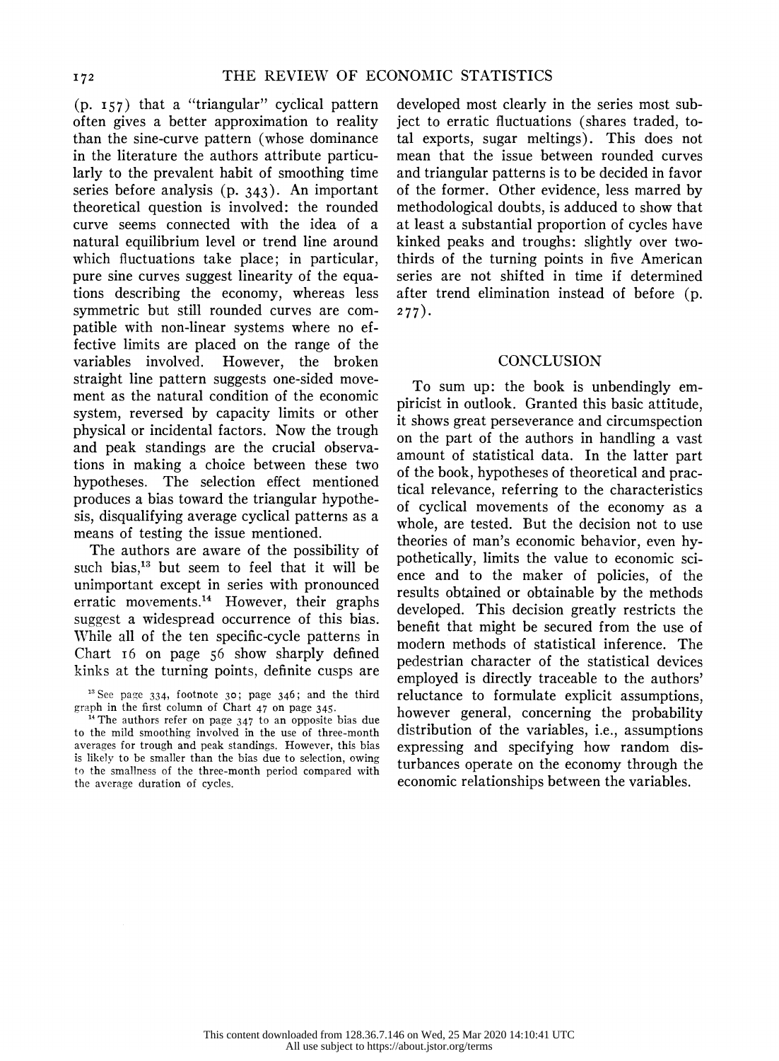(p. 157) that a "triangular" cyclical pattern often gives a better approximation to reality than the sine-curve pattern (whose dominance in the literature the authors attribute particularly to the prevalent habit of smoothing time series before analysis (p. 343). An important theoretical question is involved: the rounded curve seems connected with the idea of a natural equilibrium level or trend line around which fluctuations take place; in particular, pure sine curves suggest linearity of the equations describing the economy, whereas less symmetric but still rounded curves are compatible with non-linear systems where no effective limits are placed on the range of the variables involved. However, the broken straight line pattern suggests one-sided movement as the natural condition of the economic system, reversed by capacity limits or other physical or incidental factors. Now the trough and peak standings are the crucial observations in making a choice between these two hypotheses. The selection effect mentioned produces a bias toward the triangular hypothesis, disqualifying average cyclical patterns as a means of testing the issue mentioned.

The authors are aware of the possibility of such bias,[13] but seem to feel that it will be unimportant except in series with pronounced erratic movements.[14] However, their graphs suggest a widespread occurrence of this bias. While all of the ten specific-cycle patterns in Chart 16 on page 56 show sharply defined kinks at the turning points, definite cusps are developed most clearly in the series most subject to erratic fluctuations (shares traded, total exports, sugar meltings). This does not mean that the issue between rounded curves and triangular patterns is to be decided in favor of the former. Other evidence, less marred by methodological doubts, is adduced to show that at least a substantial proportion of cycles have kinked peaks and troughs: slightly over two-thirds of the turning points in five American series are not shifted in time if determined after trend elimination instead of before (p. 277).

[13] See page 334, footnote 30; page 346; and the third graph in the first column of Chart 47 on page 345.

[14] The authors refer on page 347 to an opposite bias due to the mild smoothing involved in the use of three-month averages for trough and peak standings. However, this bias is likely to be smaller than the bias due to selection, owing to the smallness of the three-month period compared with the average duration of cycles.

## CONCLUSION

To sum up: the book is unbendingly empiricist in outlook. Granted this basic attitude, it shows great perseverance and circumspection on the part of the authors in handling a vast amount of statistical data. In the latter part of the book, hypotheses of theoretical and practical relevance, referring to the characteristics of cyclical movements of the economy as a whole, are tested. But the decision not to use theories of man's economic behavior, even hypothetically, limits the value to economic science and to the maker of policies, of the results obtained or obtainable by the methods developed. This decision greatly restricts the benefit that might be secured from the use of modern methods of statistical inference. The pedestrian character of the statistical devices employed is directly traceable to the authors' reluctance to formulate explicit assumptions, however general, concerning the probability distribution of the variables, i.e., assumptions expressing and specifying how random disturbances operate on the economy through the economic relationships between the variables.